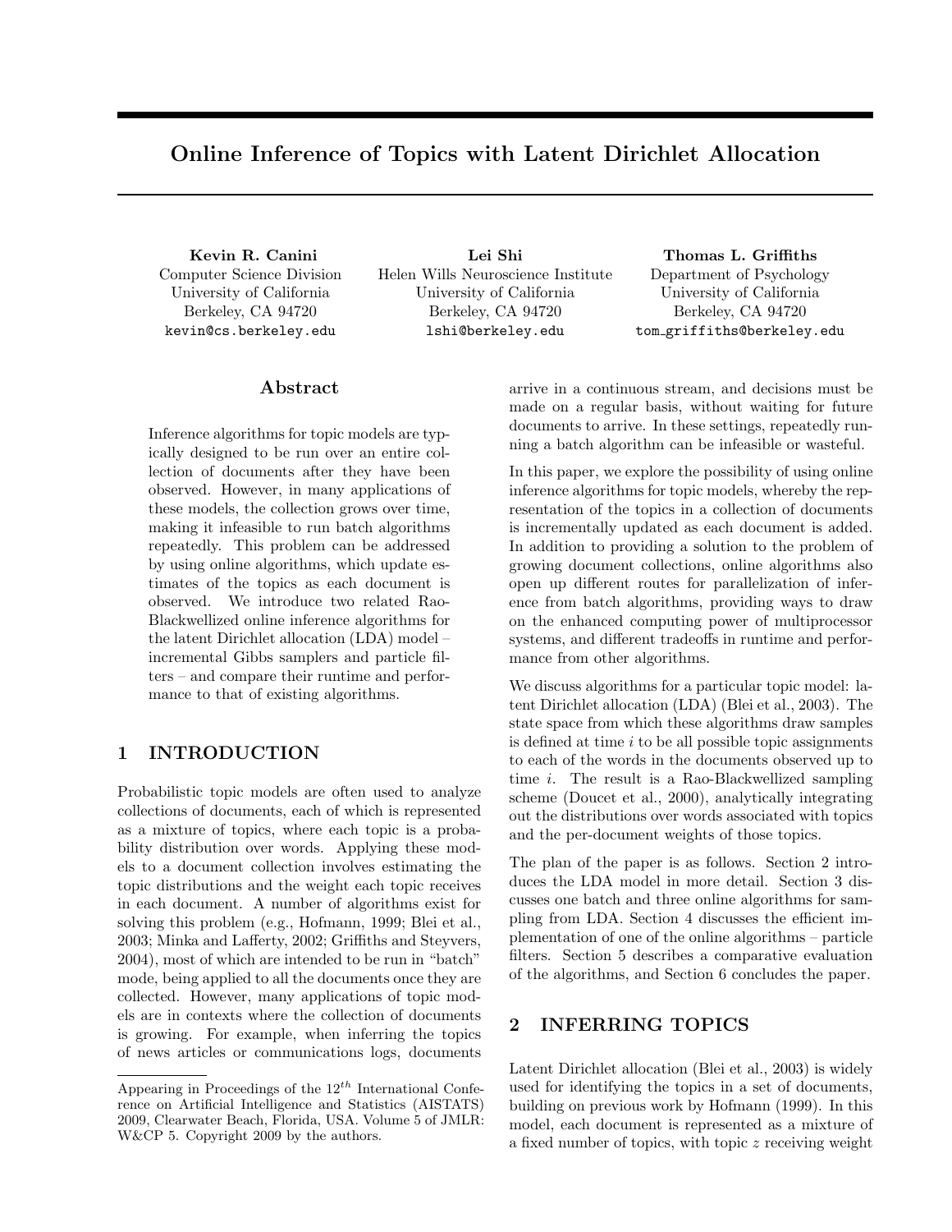# Online Inference of Topics with Latent Dirichlet Allocation

**Kevin R. Canini**
Computer Science Division
University of California
Berkeley, CA 94720
kevin@cs.berkeley.edu

**Lei Shi**
Helen Wills Neuroscience Institute
University of California
Berkeley, CA 94720
lshi@berkeley.edu

**Thomas L. Griffiths**
Department of Psychology
University of California
Berkeley, CA 94720
tom_griffiths@berkeley.edu

## Abstract

Inference algorithms for topic models are typically designed to be run over an entire collection of documents after they have been observed. However, in many applications of these models, the collection grows over time, making it infeasible to run batch algorithms repeatedly. This problem can be addressed by using online algorithms, which update estimates of the topics as each document is observed. We introduce two related Rao-Blackwellized online inference algorithms for the latent Dirichlet allocation (LDA) model – incremental Gibbs samplers and particle filters – and compare their runtime and performance to that of existing algorithms.

## 1 INTRODUCTION

Probabilistic topic models are often used to analyze collections of documents, each of which is represented as a mixture of topics, where each topic is a probability distribution over words. Applying these models to a document collection involves estimating the topic distributions and the weight each topic receives in each document. A number of algorithms exist for solving this problem (e.g., Hofmann, 1999; Blei et al., 2003; Minka and Lafferty, 2002; Griffiths and Steyvers, 2004), most of which are intended to be run in "batch" mode, being applied to all the documents once they are collected. However, many applications of topic models are in contexts where the collection of documents is growing. For example, when inferring the topics of news articles or communications logs, documents arrive in a continuous stream, and decisions must be made on a regular basis, without waiting for future documents to arrive. In these settings, repeatedly running a batch algorithm can be infeasible or wasteful.

In this paper, we explore the possibility of using online inference algorithms for topic models, whereby the representation of the topics in a collection of documents is incrementally updated as each document is added. In addition to providing a solution to the problem of growing document collections, online algorithms also open up different routes for parallelization of inference from batch algorithms, providing ways to draw on the enhanced computing power of multiprocessor systems, and different tradeoffs in runtime and performance from other algorithms.

We discuss algorithms for a particular topic model: latent Dirichlet allocation (LDA) (Blei et al., 2003). The state space from which these algorithms draw samples is defined at time $i$ to be all possible topic assignments to each of the words in the documents observed up to time $i$. The result is a Rao-Blackwellized sampling scheme (Doucet et al., 2000), analytically integrating out the distributions over words associated with topics and the per-document weights of those topics.

The plan of the paper is as follows. Section 2 introduces the LDA model in more detail. Section 3 discusses one batch and three online algorithms for sampling from LDA. Section 4 discusses the efficient implementation of one of the online algorithms – particle filters. Section 5 describes a comparative evaluation of the algorithms, and Section 6 concludes the paper.

## 2 INFERRING TOPICS

Latent Dirichlet allocation (Blei et al., 2003) is widely used for identifying the topics in a set of documents, building on previous work by Hofmann (1999). In this model, each document is represented as a mixture of a fixed number of topics, with topic $z$ receiving weight

---

Appearing in Proceedings of the $12^{th}$ International Conference on Artificial Intelligence and Statistics (AISTATS) 2009, Clearwater Beach, Florida, USA. Volume 5 of JMLR: W&CP 5. Copyright 2009 by the authors.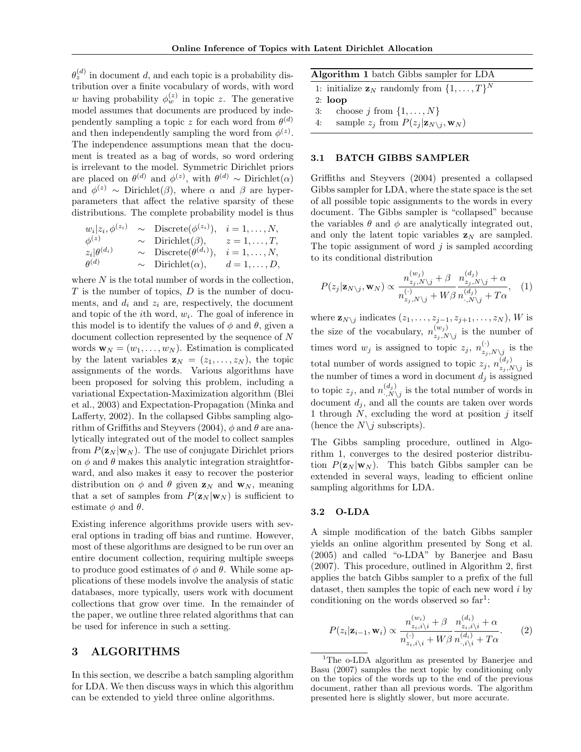$\theta_z^{(d)}$ in document $d$, and each topic is a probability distribution over a finite vocabulary of words, with word $w$ having probability $\phi_w^{(z)}$ in topic $z$. The generative model assumes that documents are produced by independently sampling a topic $z$ for each word from $\theta^{(d)}$ and then independently sampling the word from $\phi^{(z)}$. The independence assumptions mean that the document is treated as a bag of words, so word ordering is irrelevant to the model. Symmetric Dirichlet priors are placed on $\theta^{(d)}$ and $\phi^{(z)}$, with $\theta^{(d)} \sim \text{Dirichlet}(\alpha)$ and $\phi^{(z)} \sim \text{Dirichlet}(\beta)$, where $\alpha$ and $\beta$ are hyperparameters that affect the relative sparsity of these distributions. The complete probability model is thus

$$
\begin{aligned}
w_i|z_i, \phi^{(z_i)} &\sim \text{Discrete}(\phi^{(z_i)}), & i = 1, \ldots, N, \\
\phi^{(z)} &\sim \text{Dirichlet}(\beta), & z = 1, \ldots, T, \\
z_i|\theta^{(d_i)} &\sim \text{Discrete}(\theta^{(d_i)}), & i = 1, \ldots, N, \\
\theta^{(d)} &\sim \text{Dirichlet}(\alpha), & d = 1, \ldots, D,
\end{aligned}
$$

where $N$ is the total number of words in the collection, $T$ is the number of topics, $D$ is the number of documents, and $d_i$ and $z_i$ are, respectively, the document and topic of the $i$th word, $w_i$. The goal of inference in this model is to identify the values of $\phi$ and $\theta$, given a document collection represented by the sequence of $N$ words $\mathbf{w}_N = (w_1, \ldots, w_N)$. Estimation is complicated by the latent variables $\mathbf{z}_N = (z_1, \ldots, z_N)$, the topic assignments of the words. Various algorithms have been proposed for solving this problem, including a variational Expectation-Maximization algorithm (Blei et al., 2003) and Expectation-Propagation (Minka and Lafferty, 2002). In the collapsed Gibbs sampling algorithm of Griffiths and Steyvers (2004), $\phi$ and $\theta$ are analytically integrated out of the model to collect samples from $P(\mathbf{z}_N|\mathbf{w}_N)$. The use of conjugate Dirichlet priors on $\phi$ and $\theta$ makes this analytic integration straightforward, and also makes it easy to recover the posterior distribution on $\phi$ and $\theta$ given $\mathbf{z}_N$ and $\mathbf{w}_N$, meaning that a set of samples from $P(\mathbf{z}_N|\mathbf{w}_N)$ is sufficient to estimate $\phi$ and $\theta$.

Existing inference algorithms provide users with several options in trading off bias and runtime. However, most of these algorithms are designed to be run over an entire document collection, requiring multiple sweeps to produce good estimates of $\phi$ and $\theta$. While some applications of these models involve the analysis of static databases, more typically, users work with document collections that grow over time. In the remainder of the paper, we outline three related algorithms that can be used for inference in such a setting.

# 3 ALGORITHMS

In this section, we describe a batch sampling algorithm for LDA. We then discuss ways in which this algorithm can be extended to yield three online algorithms.

**Algorithm 1** batch Gibbs sampler for LDA

```
1: initialize z_N randomly from {1,...,T}^N
2: loop
3:    choose j from {1,...,N}
4:    sample z_j from P(z_j | z_{N\j}, w_N)
```

## 3.1 BATCH GIBBS SAMPLER

Griffiths and Steyvers (2004) presented a collapsed Gibbs sampler for LDA, where the state space is the set of all possible topic assignments to the words in every document. The Gibbs sampler is "collapsed" because the variables $\theta$ and $\phi$ are analytically integrated out, and only the latent topic variables $\mathbf{z}_N$ are sampled. The topic assignment of word $j$ is sampled according to its conditional distribution

$$
P(z_j|\mathbf{z}_{N\setminus j}, \mathbf{w}_N) \propto \frac{n_{z_j,N\setminus j}^{(w_j)} + \beta}{n_{z_j,N\setminus j}^{(\cdot)} + W\beta} \frac{n_{z_j,N\setminus j}^{(d_j)} + \alpha}{n_{\cdot,N\setminus j}^{(d_j)} + T\alpha}, \quad (1)
$$

where $\mathbf{z}_{N\setminus j}$ indicates $(z_1, \ldots, z_{j-1}, z_{j+1}, \ldots, z_N)$, $W$ is the size of the vocabulary, $n_{z_j,N\setminus j}^{(w_j)}$ is the number of times word $w_j$ is assigned to topic $z_j$, $n_{z_j,N\setminus j}^{(\cdot)}$ is the total number of words assigned to topic $z_j$, $n_{z_j,N\setminus j}^{(d_j)}$ is the number of times a word in document $d_j$ is assigned to topic $z_j$, and $n_{\cdot,N\setminus j}^{(d_j)}$ is the total number of words in document $d_j$, and all the counts are taken over words 1 through $N$, excluding the word at position $j$ itself (hence the $N\setminus j$ subscripts).

The Gibbs sampling procedure, outlined in Algorithm 1, converges to the desired posterior distribution $P(\mathbf{z}_N|\mathbf{w}_N)$. This batch Gibbs sampler can be extended in several ways, leading to efficient online sampling algorithms for LDA.

## 3.2 O-LDA

A simple modification of the batch Gibbs sampler yields an online algorithm presented by Song et al. (2005) and called "o-LDA" by Banerjee and Basu (2007). This procedure, outlined in Algorithm 2, first applies the batch Gibbs sampler to a prefix of the full dataset, then samples the topic of each new word $i$ by conditioning on the words observed so far[1]:

$$
P(z_i|\mathbf{z}_{i-1}, \mathbf{w}_i) \propto \frac{n_{z_i,i\setminus i}^{(w_i)} + \beta}{n_{z_i,i\setminus i}^{(\cdot)} + W\beta} \frac{n_{z_i,i\setminus i}^{(d_i)} + \alpha}{n_{\cdot,i\setminus i}^{(d_i)} + T\alpha}. \quad (2)
$$

[1] The o-LDA algorithm as presented by Banerjee and Basu (2007) samples the next topic by conditioning only on the topics of the words up to the end of the previous document, rather than all previous words. The algorithm presented here is slightly slower, but more accurate.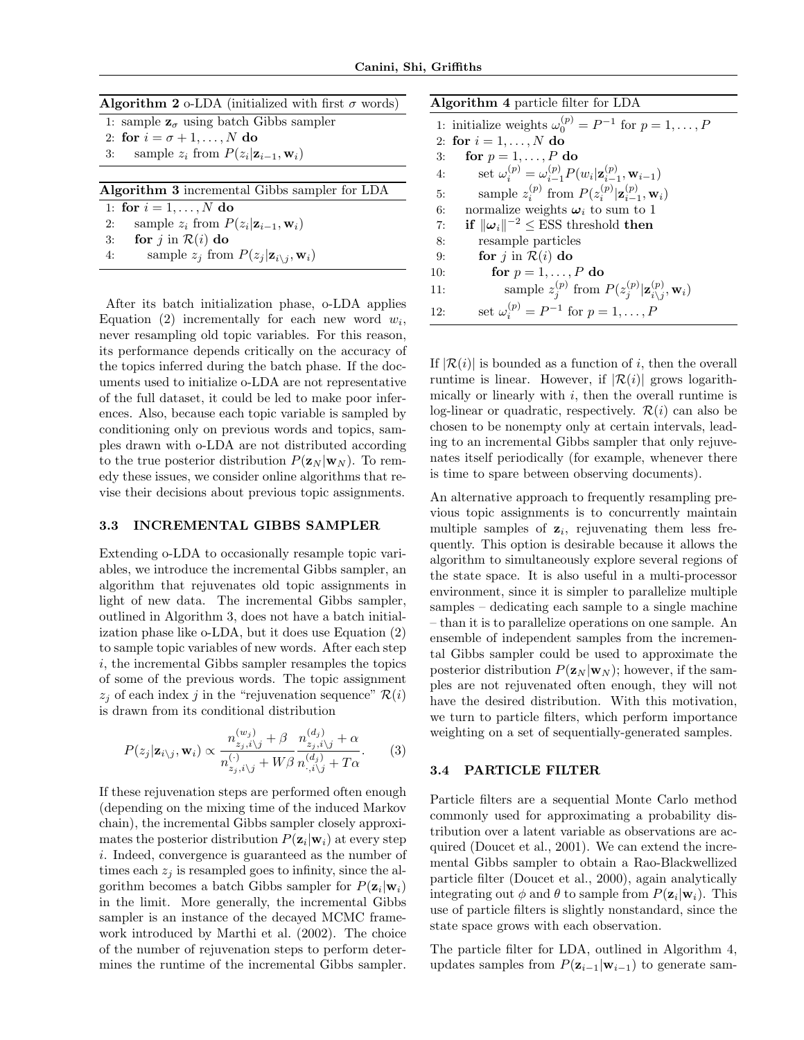**Algorithm 2** o-LDA (initialized with first $\sigma$ words)

1: sample $\mathbf{z}_\sigma$ using batch Gibbs sampler
2: **for** $i = \sigma + 1, \ldots, N$ **do**
3: &nbsp;&nbsp;&nbsp;&nbsp;sample $z_i$ from $P(z_i|\mathbf{z}_{i-1}, \mathbf{w}_i)$

**Algorithm 3** incremental Gibbs sampler for LDA

1: **for** $i = 1, \ldots, N$ **do**
2: &nbsp;&nbsp;&nbsp;&nbsp;sample $z_i$ from $P(z_i|\mathbf{z}_{i-1}, \mathbf{w}_i)$
3: &nbsp;&nbsp;&nbsp;&nbsp;**for** $j$ in $\mathcal{R}(i)$ **do**
4: &nbsp;&nbsp;&nbsp;&nbsp;&nbsp;&nbsp;&nbsp;&nbsp;sample $z_j$ from $P(z_j|\mathbf{z}_{i\setminus j}, \mathbf{w}_i)$

After its batch initialization phase, o-LDA applies Equation (2) incrementally for each new word $w_i$, never resampling old topic variables. For this reason, its performance depends critically on the accuracy of the topics inferred during the batch phase. If the documents used to initialize o-LDA are not representative of the full dataset, it could be led to make poor inferences. Also, because each topic variable is sampled by conditioning only on previous words and topics, samples drawn with o-LDA are not distributed according to the true posterior distribution $P(\mathbf{z}_N|\mathbf{w}_N)$. To remedy these issues, we consider online algorithms that revise their decisions about previous topic assignments.

### 3.3 INCREMENTAL GIBBS SAMPLER

Extending o-LDA to occasionally resample topic variables, we introduce the incremental Gibbs sampler, an algorithm that rejuvenates old topic assignments in light of new data. The incremental Gibbs sampler, outlined in Algorithm 3, does not have a batch initialization phase like o-LDA, but it does use Equation (2) to sample topic variables of new words. After each step $i$, the incremental Gibbs sampler resamples the topics of some of the previous words. The topic assignment $z_j$ of each index $j$ in the "rejuvenation sequence" $\mathcal{R}(i)$ is drawn from its conditional distribution

$$P(z_j|\mathbf{z}_{i\setminus j}, \mathbf{w}_i) \propto \frac{n^{(w_j)}_{z_j,i\setminus j} + \beta}{n^{(\cdot)}_{z_j,i\setminus j} + W\beta} \frac{n^{(d_j)}_{z_j,i\setminus j} + \alpha}{n^{(d_j)}_{\cdot,i\setminus j} + T\alpha}. \quad (3)$$

If these rejuvenation steps are performed often enough (depending on the mixing time of the induced Markov chain), the incremental Gibbs sampler closely approximates the posterior distribution $P(\mathbf{z}_i|\mathbf{w}_i)$ at every step $i$. Indeed, convergence is guaranteed as the number of times each $z_j$ is resampled goes to infinity, since the algorithm becomes a batch Gibbs sampler for $P(\mathbf{z}_i|\mathbf{w}_i)$ in the limit. More generally, the incremental Gibbs sampler is an instance of the decayed MCMC framework introduced by Marthi et al. (2002). The choice of the number of rejuvenation steps to perform determines the runtime of the incremental Gibbs sampler. If $|\mathcal{R}(i)|$ is bounded as a function of $i$, then the overall runtime is linear. However, if $|\mathcal{R}(i)|$ grows logarithmically or linearly with $i$, then the overall runtime is log-linear or quadratic, respectively. $\mathcal{R}(i)$ can also be chosen to be nonempty only at certain intervals, leading to an incremental Gibbs sampler that only rejuvenates itself periodically (for example, whenever there is time to spare between observing documents).

**Algorithm 4** particle filter for LDA

1: initialize weights $\omega^{(p)}_0 = P^{-1}$ for $p = 1, \ldots, P$
2: **for** $i = 1, \ldots, N$ **do**
3: &nbsp;&nbsp;&nbsp;&nbsp;**for** $p = 1, \ldots, P$ **do**
4: &nbsp;&nbsp;&nbsp;&nbsp;&nbsp;&nbsp;&nbsp;&nbsp;set $\omega^{(p)}_i = \omega^{(p)}_{i-1} P(w_i|\mathbf{z}^{(p)}_{i-1}, \mathbf{w}_{i-1})$
5: &nbsp;&nbsp;&nbsp;&nbsp;&nbsp;&nbsp;&nbsp;&nbsp;sample $z^{(p)}_i$ from $P(z^{(p)}_i|\mathbf{z}^{(p)}_{i-1}, \mathbf{w}_i)$
6: &nbsp;&nbsp;&nbsp;&nbsp;normalize weights $\boldsymbol{\omega}_i$ to sum to 1
7: &nbsp;&nbsp;&nbsp;&nbsp;**if** $\|\boldsymbol{\omega}_i\|^{-2} \leq$ ESS threshold **then**
8: &nbsp;&nbsp;&nbsp;&nbsp;&nbsp;&nbsp;&nbsp;&nbsp;resample particles
9: &nbsp;&nbsp;&nbsp;&nbsp;&nbsp;&nbsp;&nbsp;&nbsp;**for** $j$ in $\mathcal{R}(i)$ **do**
10: &nbsp;&nbsp;&nbsp;&nbsp;&nbsp;&nbsp;&nbsp;&nbsp;&nbsp;&nbsp;&nbsp;&nbsp;**for** $p = 1, \ldots, P$ **do**
11: &nbsp;&nbsp;&nbsp;&nbsp;&nbsp;&nbsp;&nbsp;&nbsp;&nbsp;&nbsp;&nbsp;&nbsp;&nbsp;&nbsp;&nbsp;&nbsp;sample $z^{(p)}_j$ from $P(z^{(p)}_j|\mathbf{z}^{(p)}_{i\setminus j}, \mathbf{w}_i)$
12: &nbsp;&nbsp;&nbsp;&nbsp;&nbsp;&nbsp;&nbsp;&nbsp;set $\omega^{(p)}_i = P^{-1}$ for $p = 1, \ldots, P$

An alternative approach to frequently resampling previous topic assignments is to concurrently maintain multiple samples of $\mathbf{z}_i$, rejuvenating them less frequently. This option is desirable because it allows the algorithm to simultaneously explore several regions of the state space. It is also useful in a multi-processor environment, since it is simpler to parallelize multiple samples – dedicating each sample to a single machine – than it is to parallelize operations on one sample. An ensemble of independent samples from the incremental Gibbs sampler could be used to approximate the posterior distribution $P(\mathbf{z}_N|\mathbf{w}_N)$; however, if the samples are not rejuvenated often enough, they will not have the desired distribution. With this motivation, we turn to particle filters, which perform importance weighting on a set of sequentially-generated samples.

### 3.4 PARTICLE FILTER

Particle filters are a sequential Monte Carlo method commonly used for approximating a probability distribution over a latent variable as observations are acquired (Doucet et al., 2001). We can extend the incremental Gibbs sampler to obtain a Rao-Blackwellized particle filter (Doucet et al., 2000), again analytically integrating out $\phi$ and $\theta$ to sample from $P(\mathbf{z}_i|\mathbf{w}_i)$. This use of particle filters is slightly nonstandard, since the state space grows with each observation.

The particle filter for LDA, outlined in Algorithm 4, updates samples from $P(\mathbf{z}_{i-1}|\mathbf{w}_{i-1})$ to generate sam-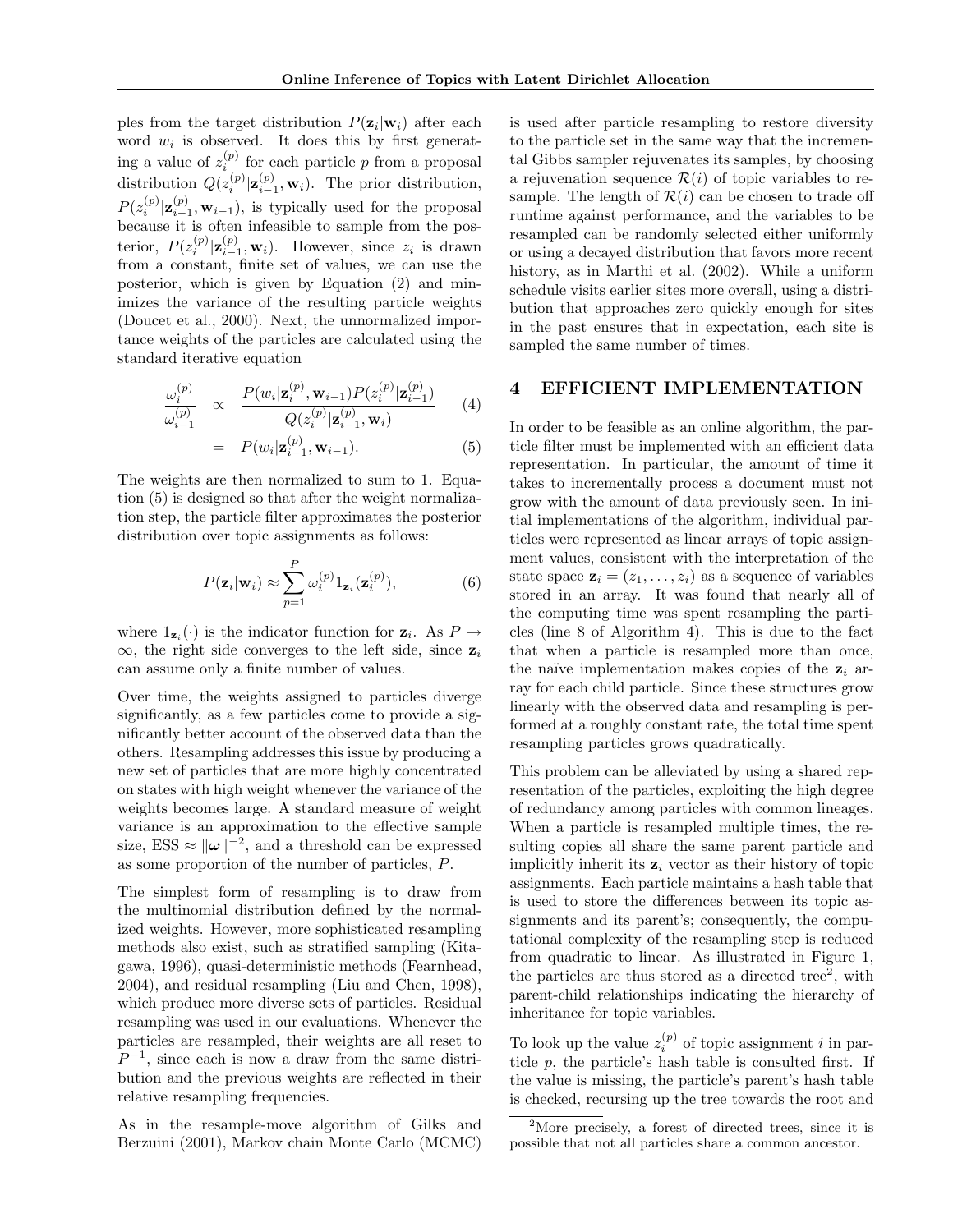ples from the target distribution $P(\mathbf{z}_i|\mathbf{w}_i)$ after each word $w_i$ is observed. It does this by first generating a value of $z_i^{(p)}$ for each particle $p$ from a proposal distribution $Q(z_i^{(p)}|\mathbf{z}_{i-1}^{(p)}, \mathbf{w}_i)$. The prior distribution, $P(z_i^{(p)}|\mathbf{z}_{i-1}^{(p)}, \mathbf{w}_{i-1})$, is typically used for the proposal because it is often infeasible to sample from the posterior, $P(z_i^{(p)}|\mathbf{z}_{i-1}^{(p)}, \mathbf{w}_i)$. However, since $z_i$ is drawn from a constant, finite set of values, we can use the posterior, which is given by Equation (2) and minimizes the variance of the resulting particle weights (Doucet et al., 2000). Next, the unnormalized importance weights of the particles are calculated using the standard iterative equation

$$\frac{\omega_i^{(p)}}{\omega_{i-1}^{(p)}} \propto \frac{P(w_i|\mathbf{z}_i^{(p)}, \mathbf{w}_{i-1}) P(z_i^{(p)}|\mathbf{z}_{i-1}^{(p)})}{Q(z_i^{(p)}|\mathbf{z}_{i-1}^{(p)}, \mathbf{w}_i)} \quad (4)$$

$$= P(w_i|\mathbf{z}_{i-1}^{(p)}, \mathbf{w}_{i-1}). \quad (5)$$

The weights are then normalized to sum to 1. Equation (5) is designed so that after the weight normalization step, the particle filter approximates the posterior distribution over topic assignments as follows:

$$P(\mathbf{z}_i|\mathbf{w}_i) \approx \sum_{p=1}^{P} \omega_i^{(p)} 1_{\mathbf{z}_i}(\mathbf{z}_i^{(p)}), \quad (6)$$

where $1_{\mathbf{z}_i}(\cdot)$ is the indicator function for $\mathbf{z}_i$. As $P \to \infty$, the right side converges to the left side, since $\mathbf{z}_i$ can assume only a finite number of values.

Over time, the weights assigned to particles diverge significantly, as a few particles come to provide a significantly better account of the observed data than the others. Resampling addresses this issue by producing a new set of particles that are more highly concentrated on states with high weight whenever the variance of the weights becomes large. A standard measure of weight variance is an approximation to the effective sample size, ESS $\approx \|\boldsymbol{\omega}\|^{-2}$, and a threshold can be expressed as some proportion of the number of particles, $P$.

The simplest form of resampling is to draw from the multinomial distribution defined by the normalized weights. However, more sophisticated resampling methods also exist, such as stratified sampling (Kitagawa, 1996), quasi-deterministic methods (Fearnhead, 2004), and residual resampling (Liu and Chen, 1998), which produce more diverse sets of particles. Residual resampling was used in our evaluations. Whenever the particles are resampled, their weights are all reset to $P^{-1}$, since each is now a draw from the same distribution and the previous weights are reflected in their relative resampling frequencies.

As in the resample-move algorithm of Gilks and Berzuini (2001), Markov chain Monte Carlo (MCMC) is used after particle resampling to restore diversity to the particle set in the same way that the incremental Gibbs sampler rejuvenates its samples, by choosing a rejuvenation sequence $\mathcal{R}(i)$ of topic variables to resample. The length of $\mathcal{R}(i)$ can be chosen to trade off runtime against performance, and the variables to be resampled can be randomly selected either uniformly or using a decayed distribution that favors more recent history, as in Marthi et al. (2002). While a uniform schedule visits earlier sites more overall, using a distribution that approaches zero quickly enough for sites in the past ensures that in expectation, each site is sampled the same number of times.

## 4 EFFICIENT IMPLEMENTATION

In order to be feasible as an online algorithm, the particle filter must be implemented with an efficient data representation. In particular, the amount of time it takes to incrementally process a document must not grow with the amount of data previously seen. In initial implementations of the algorithm, individual particles were represented as linear arrays of topic assignment values, consistent with the interpretation of the state space $\mathbf{z}_i = (z_1, \ldots, z_i)$ as a sequence of variables stored in an array. It was found that nearly all of the computing time was spent resampling the particles (line 8 of Algorithm 4). This is due to the fact that when a particle is resampled more than once, the naïve implementation makes copies of the $\mathbf{z}_i$ array for each child particle. Since these structures grow linearly with the observed data and resampling is performed at a roughly constant rate, the total time spent resampling particles grows quadratically.

This problem can be alleviated by using a shared representation of the particles, exploiting the high degree of redundancy among particles with common lineages. When a particle is resampled multiple times, the resulting copies all share the same parent particle and implicitly inherit its $\mathbf{z}_i$ vector as their history of topic assignments. Each particle maintains a hash table that is used to store the differences between its topic assignments and its parent's; consequently, the computational complexity of the resampling step is reduced from quadratic to linear. As illustrated in Figure 1, the particles are thus stored as a directed tree[2], with parent-child relationships indicating the hierarchy of inheritance for topic variables.

To look up the value $z_i^{(p)}$ of topic assignment $i$ in particle $p$, the particle's hash table is consulted first. If the value is missing, the particle's parent's hash table is checked, recursing up the tree towards the root and

[2]More precisely, a forest of directed trees, since it is possible that not all particles share a common ancestor.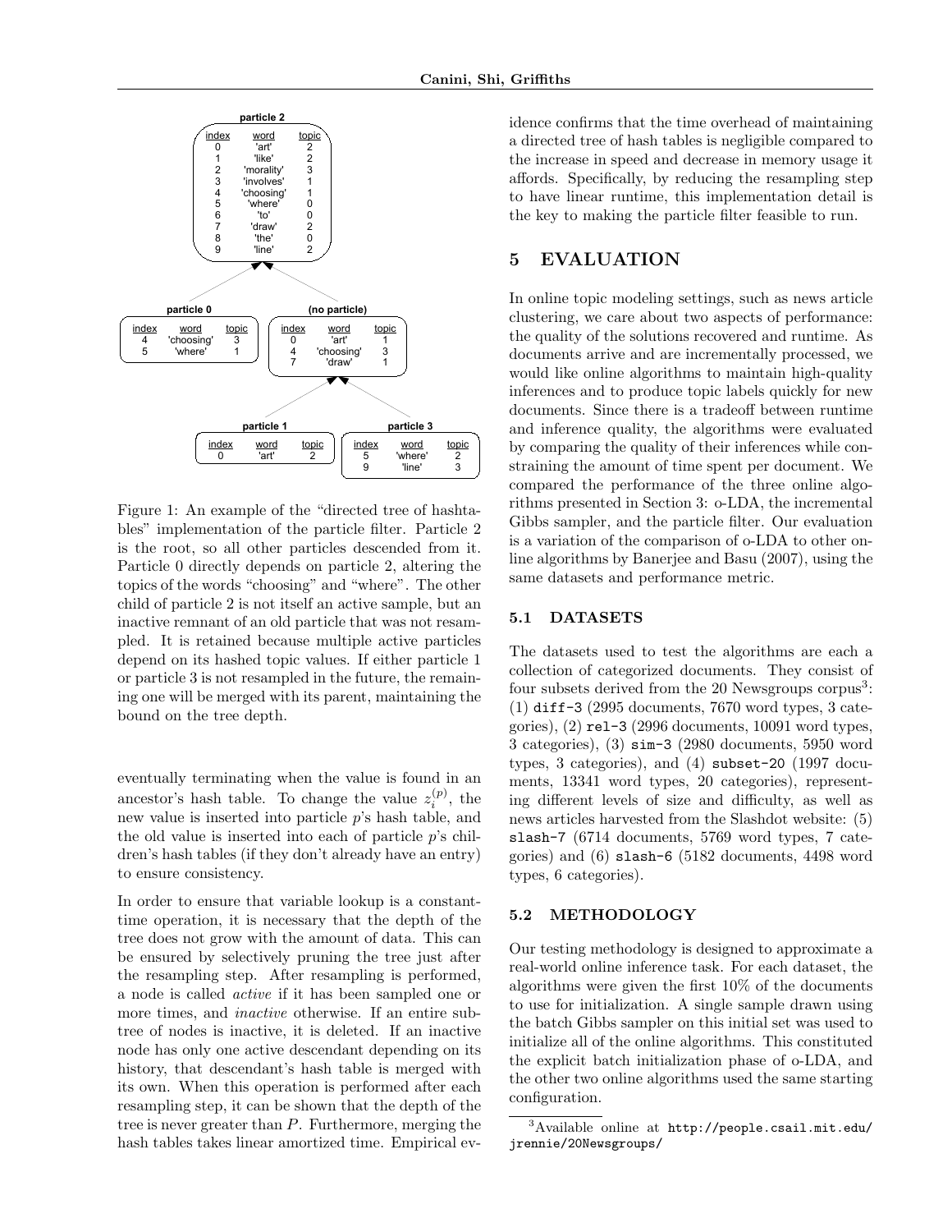| index | word | topic |
| --- | --- | --- |
| 0 | 'art' | 2 |
| 1 | 'like' | 2 |
| 2 | 'morality' | 3 |
| 3 | 'involves' | 1 |
| 4 | 'choosing' | 1 |
| 5 | 'where' | 0 |
| 6 | 'to' | 0 |
| 7 | 'draw' | 2 |
| 8 | 'the' | 0 |
| 9 | 'line' | 2 |

Figure 1: An example of the "directed tree of hashtables" implementation of the particle filter. Particle 2 is the root, so all other particles descended from it. Particle 0 directly depends on particle 2, altering the topics of the words "choosing" and "where". The other child of particle 2 is not itself an active sample, but an inactive remnant of an old particle that was not resampled. It is retained because multiple active particles depend on its hashed topic values. If either particle 1 or particle 3 is not resampled in the future, the remaining one will be merged with its parent, maintaining the bound on the tree depth.

eventually terminating when the value is found in an ancestor's hash table. To change the value $z_i^{(p)}$, the new value is inserted into particle $p$'s hash table, and the old value is inserted into each of particle $p$'s children's hash tables (if they don't already have an entry) to ensure consistency.

In order to ensure that variable lookup is a constant-time operation, it is necessary that the depth of the tree does not grow with the amount of data. This can be ensured by selectively pruning the tree just after the resampling step. After resampling is performed, a node is called *active* if it has been sampled one or more times, and *inactive* otherwise. If an entire subtree of nodes is inactive, it is deleted. If an inactive node has only one active descendant depending on its history, that descendant's hash table is merged with its own. When this operation is performed after each resampling step, it can be shown that the depth of the tree is never greater than $P$. Furthermore, merging the hash tables takes linear amortized time. Empirical evidence confirms that the time overhead of maintaining a directed tree of hash tables is negligible compared to the increase in speed and decrease in memory usage it affords. Specifically, by reducing the resampling step to have linear runtime, this implementation detail is the key to making the particle filter feasible to run.

# 5 EVALUATION

In online topic modeling settings, such as news article clustering, we care about two aspects of performance: the quality of the solutions recovered and runtime. As documents arrive and are incrementally processed, we would like online algorithms to maintain high-quality inferences and to produce topic labels quickly for new documents. Since there is a tradeoff between runtime and inference quality, the algorithms were evaluated by comparing the quality of their inferences while constraining the amount of time spent per document. We compared the performance of the three online algorithms presented in Section 3: o-LDA, the incremental Gibbs sampler, and the particle filter. Our evaluation is a variation of the comparison of o-LDA to other online algorithms by Banerjee and Basu (2007), using the same datasets and performance metric.

## 5.1 DATASETS

The datasets used to test the algorithms are each a collection of categorized documents. They consist of four subsets derived from the 20 Newsgroups corpus[3]: (1) `diff-3` (2995 documents, 7670 word types, 3 categories), (2) `rel-3` (2996 documents, 10091 word types, 3 categories), (3) `sim-3` (2980 documents, 5950 word types, 3 categories), and (4) `subset-20` (1997 documents, 13341 word types, 20 categories), representing different levels of size and difficulty, as well as news articles harvested from the Slashdot website: (5) `slash-7` (6714 documents, 5769 word types, 7 categories) and (6) `slash-6` (5182 documents, 4498 word types, 6 categories).

## 5.2 METHODOLOGY

Our testing methodology is designed to approximate a real-world online inference task. For each dataset, the algorithms were given the first 10% of the documents to use for initialization. A single sample drawn using the batch Gibbs sampler on this initial set was used to initialize all of the online algorithms. This constituted the explicit batch initialization phase of o-LDA, and the other two online algorithms used the same starting configuration.

[3]Available online at `http://people.csail.mit.edu/jrennie/20Newsgroups/`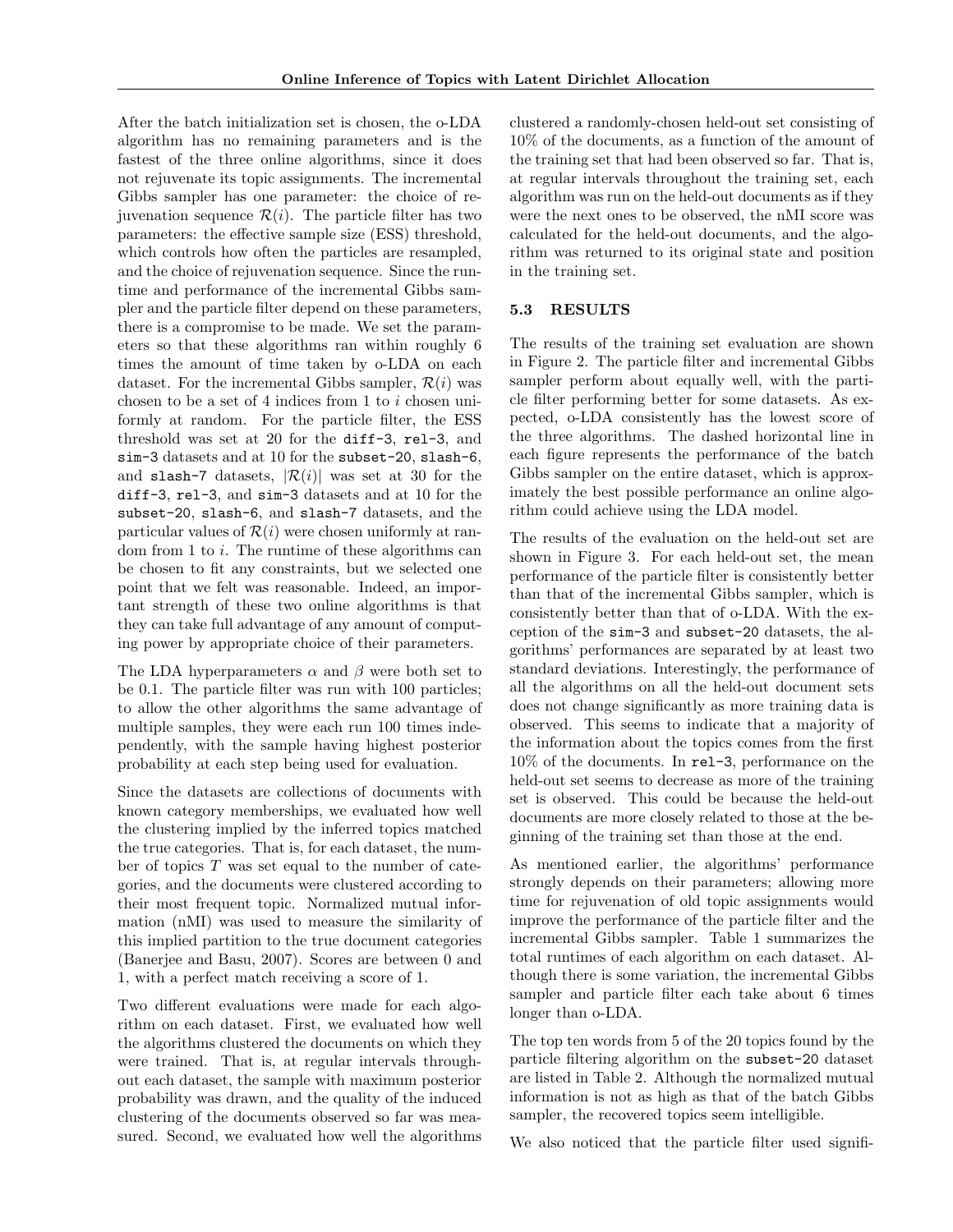After the batch initialization set is chosen, the o-LDA algorithm has no remaining parameters and is the fastest of the three online algorithms, since it does not rejuvenate its topic assignments. The incremental Gibbs sampler has one parameter: the choice of rejuvenation sequence $\mathcal{R}(i)$. The particle filter has two parameters: the effective sample size (ESS) threshold, which controls how often the particles are resampled, and the choice of rejuvenation sequence. Since the runtime and performance of the incremental Gibbs sampler and the particle filter depend on these parameters, there is a compromise to be made. We set the parameters so that these algorithms ran within roughly 6 times the amount of time taken by o-LDA on each dataset. For the incremental Gibbs sampler, $\mathcal{R}(i)$ was chosen to be a set of 4 indices from 1 to $i$ chosen uniformly at random. For the particle filter, the ESS threshold was set at 20 for the `diff-3`, `rel-3`, and `sim-3` datasets and at 10 for the `subset-20`, `slash-6`, and `slash-7` datasets, $|\mathcal{R}(i)|$ was set at 30 for the `diff-3`, `rel-3`, and `sim-3` datasets and at 10 for the `subset-20`, `slash-6`, and `slash-7` datasets, and the particular values of $\mathcal{R}(i)$ were chosen uniformly at random from 1 to $i$. The runtime of these algorithms can be chosen to fit any constraints, but we selected one point that we felt was reasonable. Indeed, an important strength of these two online algorithms is that they can take full advantage of any amount of computing power by appropriate choice of their parameters.

The LDA hyperparameters $\alpha$ and $\beta$ were both set to be 0.1. The particle filter was run with 100 particles; to allow the other algorithms the same advantage of multiple samples, they were each run 100 times independently, with the sample having highest posterior probability at each step being used for evaluation.

Since the datasets are collections of documents with known category memberships, we evaluated how well the clustering implied by the inferred topics matched the true categories. That is, for each dataset, the number of topics $T$ was set equal to the number of categories, and the documents were clustered according to their most frequent topic. Normalized mutual information (nMI) was used to measure the similarity of this implied partition to the true document categories (Banerjee and Basu, 2007). Scores are between 0 and 1, with a perfect match receiving a score of 1.

Two different evaluations were made for each algorithm on each dataset. First, we evaluated how well the algorithms clustered the documents on which they were trained. That is, at regular intervals throughout each dataset, the sample with maximum posterior probability was drawn, and the quality of the induced clustering of the documents observed so far was measured. Second, we evaluated how well the algorithms clustered a randomly-chosen held-out set consisting of 10% of the documents, as a function of the amount of the training set that had been observed so far. That is, at regular intervals throughout the training set, each algorithm was run on the held-out documents as if they were the next ones to be observed, the nMI score was calculated for the held-out documents, and the algorithm was returned to its original state and position in the training set.

### 5.3 RESULTS

The results of the training set evaluation are shown in Figure 2. The particle filter and incremental Gibbs sampler perform about equally well, with the particle filter performing better for some datasets. As expected, o-LDA consistently has the lowest score of the three algorithms. The dashed horizontal line in each figure represents the performance of the batch Gibbs sampler on the entire dataset, which is approximately the best possible performance an online algorithm could achieve using the LDA model.

The results of the evaluation on the held-out set are shown in Figure 3. For each held-out set, the mean performance of the particle filter is consistently better than that of the incremental Gibbs sampler, which is consistently better than that of o-LDA. With the exception of the `sim-3` and `subset-20` datasets, the algorithms' performances are separated by at least two standard deviations. Interestingly, the performance of all the algorithms on all the held-out document sets does not change significantly as more training data is observed. This seems to indicate that a majority of the information about the topics comes from the first 10% of the documents. In `rel-3`, performance on the held-out set seems to decrease as more of the training set is observed. This could be because the held-out documents are more closely related to those at the beginning of the training set than those at the end.

As mentioned earlier, the algorithms' performance strongly depends on their parameters; allowing more time for rejuvenation of old topic assignments would improve the performance of the particle filter and the incremental Gibbs sampler. Table 1 summarizes the total runtimes of each algorithm on each dataset. Although there is some variation, the incremental Gibbs sampler and particle filter each take about 6 times longer than o-LDA.

The top ten words from 5 of the 20 topics found by the particle filtering algorithm on the `subset-20` dataset are listed in Table 2. Although the normalized mutual information is not as high as that of the batch Gibbs sampler, the recovered topics seem intelligible.

We also noticed that the particle filter used signifi-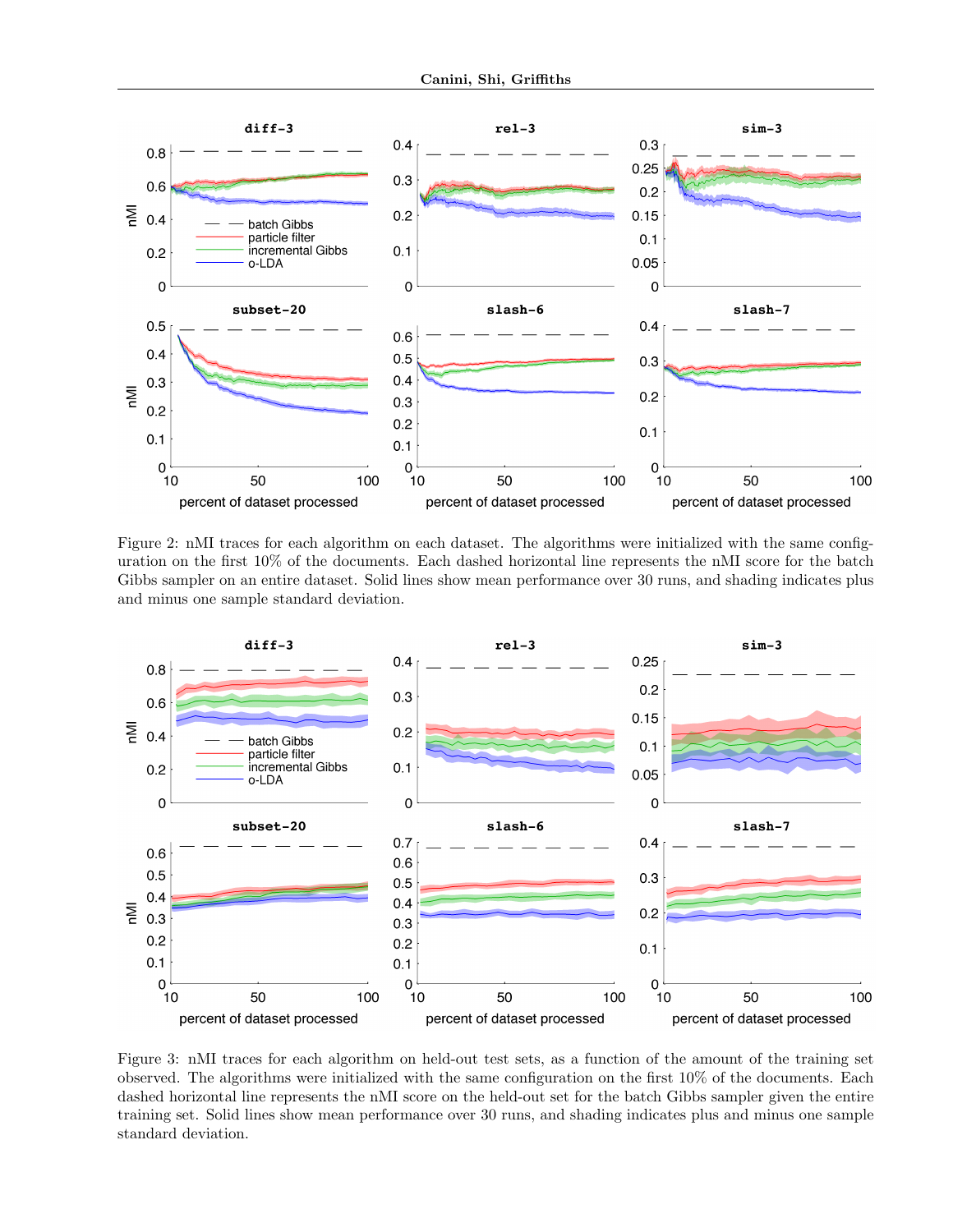Figure 2: nMI traces for each algorithm on each dataset. The algorithms were initialized with the same configuration on the first 10% of the documents. Each dashed horizontal line represents the nMI score for the batch Gibbs sampler on an entire dataset. Solid lines show mean performance over 30 runs, and shading indicates plus and minus one sample standard deviation.

Figure 3: nMI traces for each algorithm on held-out test sets, as a function of the amount of the training set observed. The algorithms were initialized with the same configuration on the first 10% of the documents. Each dashed horizontal line represents the nMI score on the held-out set for the batch Gibbs sampler given the entire training set. Solid lines show mean performance over 30 runs, and shading indicates plus and minus one sample standard deviation.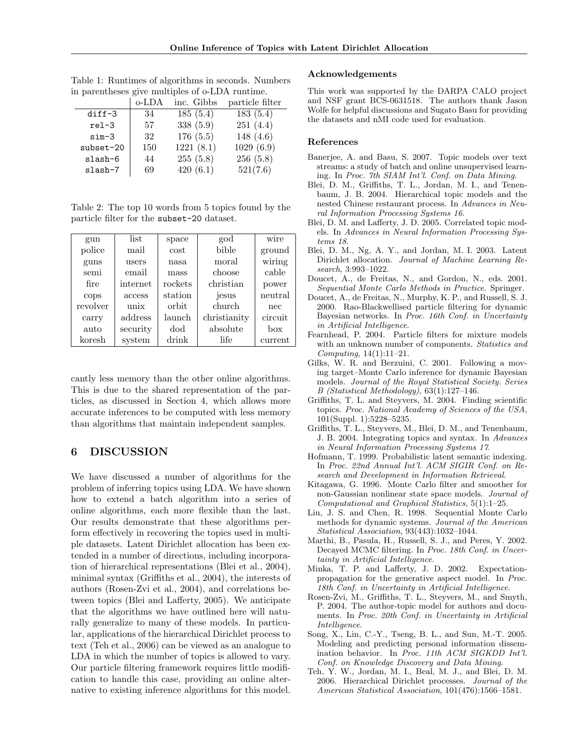Table 1: Runtimes of algorithms in seconds. Numbers in parentheses give multiples of o-LDA runtime.

| | o-LDA | inc. Gibbs | particle filter |
|---|---|---|---|
| diff-3 | 34 | 185 (5.4) | 183 (5.4) |
| rel-3 | 57 | 338 (5.9) | 251 (4.4) |
| sim-3 | 32 | 176 (5.5) | 148 (4.6) |
| subset-20 | 150 | 1221 (8.1) | 1029 (6.9) |
| slash-6 | 44 | 255 (5.8) | 256 (5.8) |
| slash-7 | 69 | 420 (6.1) | 521(7.6) |

Table 2: The top 10 words from 5 topics found by the particle filter for the subset-20 dataset.

| | | | | |
|---|---|---|---|---|
| gun | list | space | god | wire |
| police | mail | cost | bible | ground |
| guns | users | nasa | moral | wiring |
| semi | email | mass | choose | cable |
| fire | internet | rockets | christian | power |
| cops | access | station | jesus | neutral |
| revolver | unix | orbit | church | nec |
| carry | address | launch | christianity | circuit |
| auto | security | dod | absolute | box |
| koresh | system | drink | life | current |

cantly less memory than the other online algorithms. This is due to the shared representation of the particles, as discussed in Section 4, which allows more accurate inferences to be computed with less memory than algorithms that maintain independent samples.

## 6 DISCUSSION

We have discussed a number of algorithms for the problem of inferring topics using LDA. We have shown how to extend a batch algorithm into a series of online algorithms, each more flexible than the last. Our results demonstrate that these algorithms perform effectively in recovering the topics used in multiple datasets. Latent Dirichlet allocation has been extended in a number of directions, including incorporation of hierarchical representations (Blei et al., 2004), minimal syntax (Griffiths et al., 2004), the interests of authors (Rosen-Zvi et al., 2004), and correlations between topics (Blei and Lafferty, 2005). We anticipate that the algorithms we have outlined here will naturally generalize to many of these models. In particular, applications of the hierarchical Dirichlet process to text (Teh et al., 2006) can be viewed as an analogue to LDA in which the number of topics is allowed to vary. Our particle filtering framework requires little modification to handle this case, providing an online alternative to existing inference algorithms for this model.

### Acknowledgements

This work was supported by the DARPA CALO project and NSF grant BCS-0631518. The authors thank Jason Wolfe for helpful discussions and Sugato Basu for providing the datasets and nMI code used for evaluation.

### References

Banerjee, A. and Basu, S. 2007. Topic models over text streams: a study of batch and online unsupervised learning. In *Proc. 7th SIAM Int'l. Conf. on Data Mining*.

Blei, D. M., Griffiths, T. L., Jordan, M. I., and Tenenbaum, J. B. 2004. Hierarchical topic models and the nested Chinese restaurant process. In *Advances in Neural Information Processing Systems 16*.

Blei, D. M. and Lafferty, J. D. 2005. Correlated topic models. In *Advances in Neural Information Processing Systems 18*.

Blei, D. M., Ng, A. Y., and Jordan, M. I. 2003. Latent Dirichlet allocation. *Journal of Machine Learning Research*, 3:993–1022.

Doucet, A., de Freitas, N., and Gordon, N., eds. 2001. *Sequential Monte Carlo Methods in Practice*. Springer.

Doucet, A., de Freitas, N., Murphy, K. P., and Russell, S. J. 2000. Rao-Blackwellised particle filtering for dynamic Bayesian networks. In *Proc. 16th Conf. in Uncertainty in Artificial Intelligence*.

Fearnhead, P. 2004. Particle filters for mixture models with an unknown number of components. *Statistics and Computing*, 14(1):11–21.

Gilks, W. R. and Berzuini, C. 2001. Following a moving target–Monte Carlo inference for dynamic Bayesian models. *Journal of the Royal Statistical Society. Series B (Statistical Methodology)*, 63(1):127–146.

Griffiths, T. L. and Steyvers, M. 2004. Finding scientific topics. *Proc. National Academy of Sciences of the USA*, 101(Suppl. 1):5228–5235.

Griffiths, T. L., Steyvers, M., Blei, D. M., and Tenenbaum, J. B. 2004. Integrating topics and syntax. In *Advances in Neural Information Processing Systems 17*.

Hofmann, T. 1999. Probabilistic latent semantic indexing. In *Proc. 22nd Annual Int'l. ACM SIGIR Conf. on Research and Development in Information Retrieval*.

Kitagawa, G. 1996. Monte Carlo filter and smoother for non-Gaussian nonlinear state space models. *Journal of Computational and Graphical Statistics*, 5(1):1–25.

Liu, J. S. and Chen, R. 1998. Sequential Monte Carlo methods for dynamic systems. *Journal of the American Statistical Association*, 93(443):1032–1044.

Marthi, B., Pasula, H., Russell, S. J., and Peres, Y. 2002. Decayed MCMC filtering. In *Proc. 18th Conf. in Uncertainty in Artificial Intelligence*.

Minka, T. P. and Lafferty, J. D. 2002. Expectation-propagation for the generative aspect model. In *Proc. 18th Conf. in Uncertainty in Artificial Intelligence*.

Rosen-Zvi, M., Griffiths, T. L., Steyvers, M., and Smyth, P. 2004. The author-topic model for authors and documents. In *Proc. 20th Conf. in Uncertainty in Artificial Intelligence*.

Song, X., Lin, C.-Y., Tseng, B. L., and Sun, M.-T. 2005. Modeling and predicting personal information dissemination behavior. In *Proc. 11th ACM SIGKDD Int'l. Conf. on Knowledge Discovery and Data Mining*.

Teh, Y. W., Jordan, M. I., Beal, M. J., and Blei, D. M. 2006. Hierarchical Dirichlet processes. *Journal of the American Statistical Association*, 101(476):1566–1581.